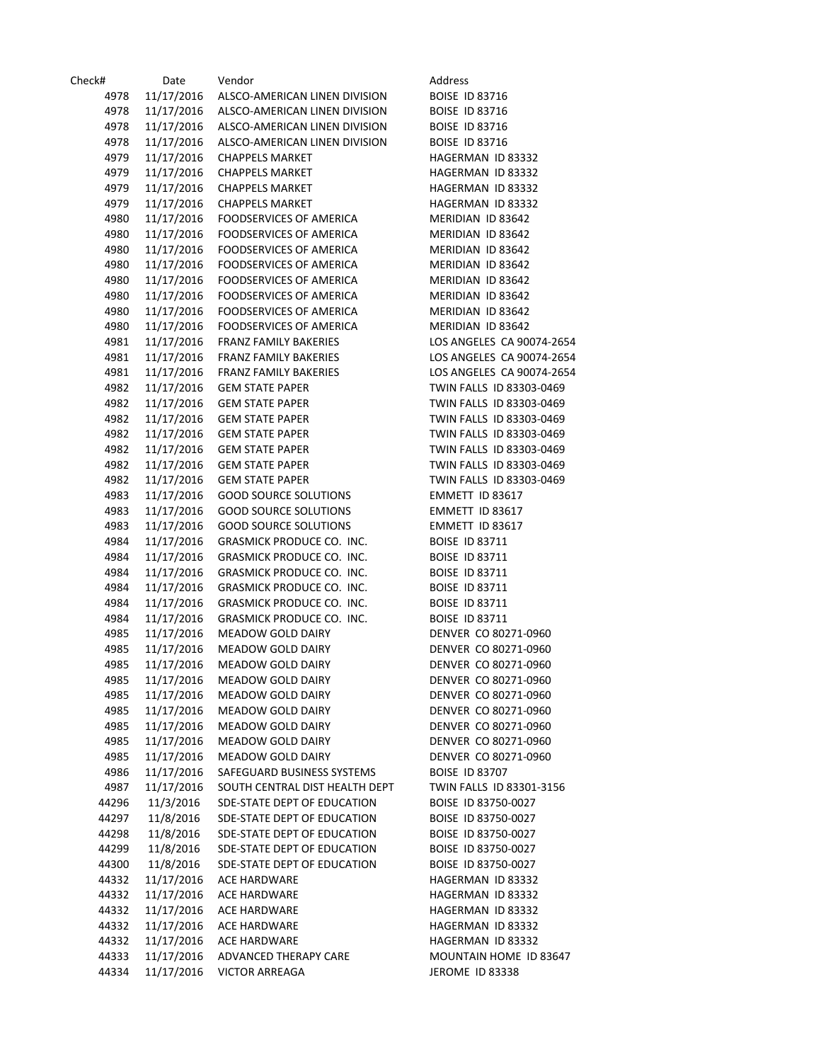| Check# | Date | Vendor | Address |
| --- | --- | --- | --- |
| 4978 | 11/17/2016 | ALSCO-AMERICAN LINEN DIVISION | BOISE ID 83716 |
| 4978 | 11/17/2016 | ALSCO-AMERICAN LINEN DIVISION | BOISE ID 83716 |
| 4978 | 11/17/2016 | ALSCO-AMERICAN LINEN DIVISION | BOISE ID 83716 |
| 4978 | 11/17/2016 | ALSCO-AMERICAN LINEN DIVISION | BOISE ID 83716 |
| 4979 | 11/17/2016 | CHAPPELS MARKET | HAGERMAN ID 83332 |
| 4979 | 11/17/2016 | CHAPPELS MARKET | HAGERMAN ID 83332 |
| 4979 | 11/17/2016 | CHAPPELS MARKET | HAGERMAN ID 83332 |
| 4979 | 11/17/2016 | CHAPPELS MARKET | HAGERMAN ID 83332 |
| 4980 | 11/17/2016 | FOODSERVICES OF AMERICA | MERIDIAN ID 83642 |
| 4980 | 11/17/2016 | FOODSERVICES OF AMERICA | MERIDIAN ID 83642 |
| 4980 | 11/17/2016 | FOODSERVICES OF AMERICA | MERIDIAN ID 83642 |
| 4980 | 11/17/2016 | FOODSERVICES OF AMERICA | MERIDIAN ID 83642 |
| 4980 | 11/17/2016 | FOODSERVICES OF AMERICA | MERIDIAN ID 83642 |
| 4980 | 11/17/2016 | FOODSERVICES OF AMERICA | MERIDIAN ID 83642 |
| 4980 | 11/17/2016 | FOODSERVICES OF AMERICA | MERIDIAN ID 83642 |
| 4980 | 11/17/2016 | FOODSERVICES OF AMERICA | MERIDIAN ID 83642 |
| 4981 | 11/17/2016 | FRANZ FAMILY BAKERIES | LOS ANGELES CA 90074-2654 |
| 4981 | 11/17/2016 | FRANZ FAMILY BAKERIES | LOS ANGELES CA 90074-2654 |
| 4981 | 11/17/2016 | FRANZ FAMILY BAKERIES | LOS ANGELES CA 90074-2654 |
| 4982 | 11/17/2016 | GEM STATE PAPER | TWIN FALLS ID 83303-0469 |
| 4982 | 11/17/2016 | GEM STATE PAPER | TWIN FALLS ID 83303-0469 |
| 4982 | 11/17/2016 | GEM STATE PAPER | TWIN FALLS ID 83303-0469 |
| 4982 | 11/17/2016 | GEM STATE PAPER | TWIN FALLS ID 83303-0469 |
| 4982 | 11/17/2016 | GEM STATE PAPER | TWIN FALLS ID 83303-0469 |
| 4982 | 11/17/2016 | GEM STATE PAPER | TWIN FALLS ID 83303-0469 |
| 4982 | 11/17/2016 | GEM STATE PAPER | TWIN FALLS ID 83303-0469 |
| 4983 | 11/17/2016 | GOOD SOURCE SOLUTIONS | EMMETT ID 83617 |
| 4983 | 11/17/2016 | GOOD SOURCE SOLUTIONS | EMMETT ID 83617 |
| 4983 | 11/17/2016 | GOOD SOURCE SOLUTIONS | EMMETT ID 83617 |
| 4984 | 11/17/2016 | GRASMICK PRODUCE CO. INC. | BOISE ID 83711 |
| 4984 | 11/17/2016 | GRASMICK PRODUCE CO. INC. | BOISE ID 83711 |
| 4984 | 11/17/2016 | GRASMICK PRODUCE CO. INC. | BOISE ID 83711 |
| 4984 | 11/17/2016 | GRASMICK PRODUCE CO. INC. | BOISE ID 83711 |
| 4984 | 11/17/2016 | GRASMICK PRODUCE CO. INC. | BOISE ID 83711 |
| 4984 | 11/17/2016 | GRASMICK PRODUCE CO. INC. | BOISE ID 83711 |
| 4985 | 11/17/2016 | MEADOW GOLD DAIRY | DENVER CO 80271-0960 |
| 4985 | 11/17/2016 | MEADOW GOLD DAIRY | DENVER CO 80271-0960 |
| 4985 | 11/17/2016 | MEADOW GOLD DAIRY | DENVER CO 80271-0960 |
| 4985 | 11/17/2016 | MEADOW GOLD DAIRY | DENVER CO 80271-0960 |
| 4985 | 11/17/2016 | MEADOW GOLD DAIRY | DENVER CO 80271-0960 |
| 4985 | 11/17/2016 | MEADOW GOLD DAIRY | DENVER CO 80271-0960 |
| 4985 | 11/17/2016 | MEADOW GOLD DAIRY | DENVER CO 80271-0960 |
| 4985 | 11/17/2016 | MEADOW GOLD DAIRY | DENVER CO 80271-0960 |
| 4985 | 11/17/2016 | MEADOW GOLD DAIRY | DENVER CO 80271-0960 |
| 4986 | 11/17/2016 | SAFEGUARD BUSINESS SYSTEMS | BOISE ID 83707 |
| 4987 | 11/17/2016 | SOUTH CENTRAL DIST HEALTH DEPT | TWIN FALLS ID 83301-3156 |
| 44296 | 11/3/2016 | SDE-STATE DEPT OF EDUCATION | BOISE ID 83750-0027 |
| 44297 | 11/8/2016 | SDE-STATE DEPT OF EDUCATION | BOISE ID 83750-0027 |
| 44298 | 11/8/2016 | SDE-STATE DEPT OF EDUCATION | BOISE ID 83750-0027 |
| 44299 | 11/8/2016 | SDE-STATE DEPT OF EDUCATION | BOISE ID 83750-0027 |
| 44300 | 11/8/2016 | SDE-STATE DEPT OF EDUCATION | BOISE ID 83750-0027 |
| 44332 | 11/17/2016 | ACE HARDWARE | HAGERMAN ID 83332 |
| 44332 | 11/17/2016 | ACE HARDWARE | HAGERMAN ID 83332 |
| 44332 | 11/17/2016 | ACE HARDWARE | HAGERMAN ID 83332 |
| 44332 | 11/17/2016 | ACE HARDWARE | HAGERMAN ID 83332 |
| 44332 | 11/17/2016 | ACE HARDWARE | HAGERMAN ID 83332 |
| 44333 | 11/17/2016 | ADVANCED THERAPY CARE | MOUNTAIN HOME ID 83647 |
| 44334 | 11/17/2016 | VICTOR ARREAGA | JEROME ID 83338 |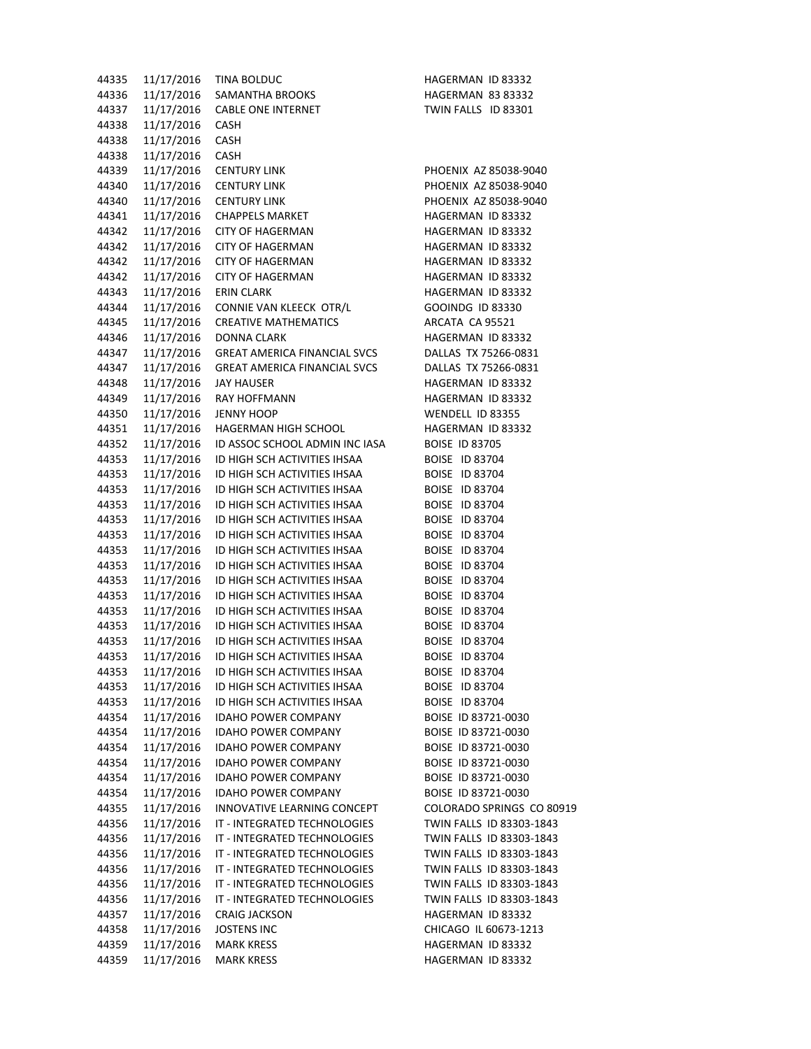| | | | |
|---|---|---|---|
| 44335 | 11/17/2016 | TINA BOLDUC | HAGERMAN ID 83332 |
| 44336 | 11/17/2016 | SAMANTHA BROOKS | HAGERMAN 83 83332 |
| 44337 | 11/17/2016 | CABLE ONE INTERNET | TWIN FALLS ID 83301 |
| 44338 | 11/17/2016 | CASH | |
| 44338 | 11/17/2016 | CASH | |
| 44338 | 11/17/2016 | CASH | |
| 44339 | 11/17/2016 | CENTURY LINK | PHOENIX AZ 85038-9040 |
| 44340 | 11/17/2016 | CENTURY LINK | PHOENIX AZ 85038-9040 |
| 44340 | 11/17/2016 | CENTURY LINK | PHOENIX AZ 85038-9040 |
| 44341 | 11/17/2016 | CHAPPELS MARKET | HAGERMAN ID 83332 |
| 44342 | 11/17/2016 | CITY OF HAGERMAN | HAGERMAN ID 83332 |
| 44342 | 11/17/2016 | CITY OF HAGERMAN | HAGERMAN ID 83332 |
| 44342 | 11/17/2016 | CITY OF HAGERMAN | HAGERMAN ID 83332 |
| 44342 | 11/17/2016 | CITY OF HAGERMAN | HAGERMAN ID 83332 |
| 44343 | 11/17/2016 | ERIN CLARK | HAGERMAN ID 83332 |
| 44344 | 11/17/2016 | CONNIE VAN KLEECK OTR/L | GOOINDG ID 83330 |
| 44345 | 11/17/2016 | CREATIVE MATHEMATICS | ARCATA CA 95521 |
| 44346 | 11/17/2016 | DONNA CLARK | HAGERMAN ID 83332 |
| 44347 | 11/17/2016 | GREAT AMERICA FINANCIAL SVCS | DALLAS TX 75266-0831 |
| 44347 | 11/17/2016 | GREAT AMERICA FINANCIAL SVCS | DALLAS TX 75266-0831 |
| 44348 | 11/17/2016 | JAY HAUSER | HAGERMAN ID 83332 |
| 44349 | 11/17/2016 | RAY HOFFMANN | HAGERMAN ID 83332 |
| 44350 | 11/17/2016 | JENNY HOOP | WENDELL ID 83355 |
| 44351 | 11/17/2016 | HAGERMAN HIGH SCHOOL | HAGERMAN ID 83332 |
| 44352 | 11/17/2016 | ID ASSOC SCHOOL ADMIN INC IASA | BOISE ID 83705 |
| 44353 | 11/17/2016 | ID HIGH SCH ACTIVITIES IHSAA | BOISE ID 83704 |
| 44353 | 11/17/2016 | ID HIGH SCH ACTIVITIES IHSAA | BOISE ID 83704 |
| 44353 | 11/17/2016 | ID HIGH SCH ACTIVITIES IHSAA | BOISE ID 83704 |
| 44353 | 11/17/2016 | ID HIGH SCH ACTIVITIES IHSAA | BOISE ID 83704 |
| 44353 | 11/17/2016 | ID HIGH SCH ACTIVITIES IHSAA | BOISE ID 83704 |
| 44353 | 11/17/2016 | ID HIGH SCH ACTIVITIES IHSAA | BOISE ID 83704 |
| 44353 | 11/17/2016 | ID HIGH SCH ACTIVITIES IHSAA | BOISE ID 83704 |
| 44353 | 11/17/2016 | ID HIGH SCH ACTIVITIES IHSAA | BOISE ID 83704 |
| 44353 | 11/17/2016 | ID HIGH SCH ACTIVITIES IHSAA | BOISE ID 83704 |
| 44353 | 11/17/2016 | ID HIGH SCH ACTIVITIES IHSAA | BOISE ID 83704 |
| 44353 | 11/17/2016 | ID HIGH SCH ACTIVITIES IHSAA | BOISE ID 83704 |
| 44353 | 11/17/2016 | ID HIGH SCH ACTIVITIES IHSAA | BOISE ID 83704 |
| 44353 | 11/17/2016 | ID HIGH SCH ACTIVITIES IHSAA | BOISE ID 83704 |
| 44353 | 11/17/2016 | ID HIGH SCH ACTIVITIES IHSAA | BOISE ID 83704 |
| 44353 | 11/17/2016 | ID HIGH SCH ACTIVITIES IHSAA | BOISE ID 83704 |
| 44353 | 11/17/2016 | ID HIGH SCH ACTIVITIES IHSAA | BOISE ID 83704 |
| 44353 | 11/17/2016 | ID HIGH SCH ACTIVITIES IHSAA | BOISE ID 83704 |
| 44354 | 11/17/2016 | IDAHO POWER COMPANY | BOISE ID 83721-0030 |
| 44354 | 11/17/2016 | IDAHO POWER COMPANY | BOISE ID 83721-0030 |
| 44354 | 11/17/2016 | IDAHO POWER COMPANY | BOISE ID 83721-0030 |
| 44354 | 11/17/2016 | IDAHO POWER COMPANY | BOISE ID 83721-0030 |
| 44354 | 11/17/2016 | IDAHO POWER COMPANY | BOISE ID 83721-0030 |
| 44354 | 11/17/2016 | IDAHO POWER COMPANY | BOISE ID 83721-0030 |
| 44355 | 11/17/2016 | INNOVATIVE LEARNING CONCEPT | COLORADO SPRINGS CO 80919 |
| 44356 | 11/17/2016 | IT - INTEGRATED TECHNOLOGIES | TWIN FALLS ID 83303-1843 |
| 44356 | 11/17/2016 | IT - INTEGRATED TECHNOLOGIES | TWIN FALLS ID 83303-1843 |
| 44356 | 11/17/2016 | IT - INTEGRATED TECHNOLOGIES | TWIN FALLS ID 83303-1843 |
| 44356 | 11/17/2016 | IT - INTEGRATED TECHNOLOGIES | TWIN FALLS ID 83303-1843 |
| 44356 | 11/17/2016 | IT - INTEGRATED TECHNOLOGIES | TWIN FALLS ID 83303-1843 |
| 44356 | 11/17/2016 | IT - INTEGRATED TECHNOLOGIES | TWIN FALLS ID 83303-1843 |
| 44357 | 11/17/2016 | CRAIG JACKSON | HAGERMAN ID 83332 |
| 44358 | 11/17/2016 | JOSTENS INC | CHICAGO IL 60673-1213 |
| 44359 | 11/17/2016 | MARK KRESS | HAGERMAN ID 83332 |
| 44359 | 11/17/2016 | MARK KRESS | HAGERMAN ID 83332 |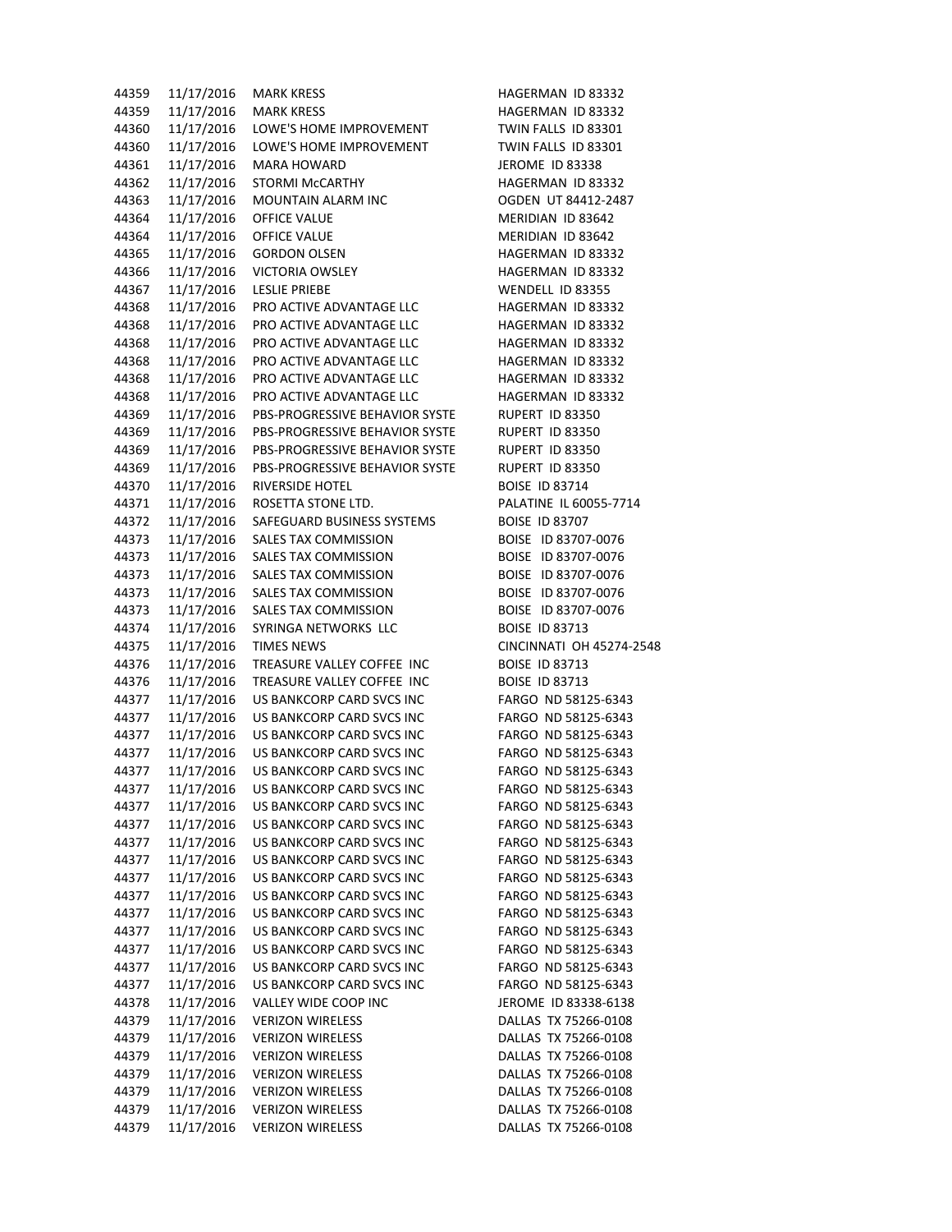| | | | |
|---|---|---|---|
| 44359 | 11/17/2016 | MARK KRESS | HAGERMAN ID 83332 |
| 44359 | 11/17/2016 | MARK KRESS | HAGERMAN ID 83332 |
| 44360 | 11/17/2016 | LOWE'S HOME IMPROVEMENT | TWIN FALLS ID 83301 |
| 44360 | 11/17/2016 | LOWE'S HOME IMPROVEMENT | TWIN FALLS ID 83301 |
| 44361 | 11/17/2016 | MARA HOWARD | JEROME ID 83338 |
| 44362 | 11/17/2016 | STORMI McCARTHY | HAGERMAN ID 83332 |
| 44363 | 11/17/2016 | MOUNTAIN ALARM INC | OGDEN UT 84412-2487 |
| 44364 | 11/17/2016 | OFFICE VALUE | MERIDIAN ID 83642 |
| 44364 | 11/17/2016 | OFFICE VALUE | MERIDIAN ID 83642 |
| 44365 | 11/17/2016 | GORDON OLSEN | HAGERMAN ID 83332 |
| 44366 | 11/17/2016 | VICTORIA OWSLEY | HAGERMAN ID 83332 |
| 44367 | 11/17/2016 | LESLIE PRIEBE | WENDELL ID 83355 |
| 44368 | 11/17/2016 | PRO ACTIVE ADVANTAGE LLC | HAGERMAN ID 83332 |
| 44368 | 11/17/2016 | PRO ACTIVE ADVANTAGE LLC | HAGERMAN ID 83332 |
| 44368 | 11/17/2016 | PRO ACTIVE ADVANTAGE LLC | HAGERMAN ID 83332 |
| 44368 | 11/17/2016 | PRO ACTIVE ADVANTAGE LLC | HAGERMAN ID 83332 |
| 44368 | 11/17/2016 | PRO ACTIVE ADVANTAGE LLC | HAGERMAN ID 83332 |
| 44368 | 11/17/2016 | PRO ACTIVE ADVANTAGE LLC | HAGERMAN ID 83332 |
| 44369 | 11/17/2016 | PBS-PROGRESSIVE BEHAVIOR SYSTE | RUPERT ID 83350 |
| 44369 | 11/17/2016 | PBS-PROGRESSIVE BEHAVIOR SYSTE | RUPERT ID 83350 |
| 44369 | 11/17/2016 | PBS-PROGRESSIVE BEHAVIOR SYSTE | RUPERT ID 83350 |
| 44369 | 11/17/2016 | PBS-PROGRESSIVE BEHAVIOR SYSTE | RUPERT ID 83350 |
| 44370 | 11/17/2016 | RIVERSIDE HOTEL | BOISE ID 83714 |
| 44371 | 11/17/2016 | ROSETTA STONE LTD. | PALATINE IL 60055-7714 |
| 44372 | 11/17/2016 | SAFEGUARD BUSINESS SYSTEMS | BOISE ID 83707 |
| 44373 | 11/17/2016 | SALES TAX COMMISSION | BOISE ID 83707-0076 |
| 44373 | 11/17/2016 | SALES TAX COMMISSION | BOISE ID 83707-0076 |
| 44373 | 11/17/2016 | SALES TAX COMMISSION | BOISE ID 83707-0076 |
| 44373 | 11/17/2016 | SALES TAX COMMISSION | BOISE ID 83707-0076 |
| 44373 | 11/17/2016 | SALES TAX COMMISSION | BOISE ID 83707-0076 |
| 44374 | 11/17/2016 | SYRINGA NETWORKS LLC | BOISE ID 83713 |
| 44375 | 11/17/2016 | TIMES NEWS | CINCINNATI OH 45274-2548 |
| 44376 | 11/17/2016 | TREASURE VALLEY COFFEE INC | BOISE ID 83713 |
| 44376 | 11/17/2016 | TREASURE VALLEY COFFEE INC | BOISE ID 83713 |
| 44377 | 11/17/2016 | US BANKCORP CARD SVCS INC | FARGO ND 58125-6343 |
| 44377 | 11/17/2016 | US BANKCORP CARD SVCS INC | FARGO ND 58125-6343 |
| 44377 | 11/17/2016 | US BANKCORP CARD SVCS INC | FARGO ND 58125-6343 |
| 44377 | 11/17/2016 | US BANKCORP CARD SVCS INC | FARGO ND 58125-6343 |
| 44377 | 11/17/2016 | US BANKCORP CARD SVCS INC | FARGO ND 58125-6343 |
| 44377 | 11/17/2016 | US BANKCORP CARD SVCS INC | FARGO ND 58125-6343 |
| 44377 | 11/17/2016 | US BANKCORP CARD SVCS INC | FARGO ND 58125-6343 |
| 44377 | 11/17/2016 | US BANKCORP CARD SVCS INC | FARGO ND 58125-6343 |
| 44377 | 11/17/2016 | US BANKCORP CARD SVCS INC | FARGO ND 58125-6343 |
| 44377 | 11/17/2016 | US BANKCORP CARD SVCS INC | FARGO ND 58125-6343 |
| 44377 | 11/17/2016 | US BANKCORP CARD SVCS INC | FARGO ND 58125-6343 |
| 44377 | 11/17/2016 | US BANKCORP CARD SVCS INC | FARGO ND 58125-6343 |
| 44377 | 11/17/2016 | US BANKCORP CARD SVCS INC | FARGO ND 58125-6343 |
| 44377 | 11/17/2016 | US BANKCORP CARD SVCS INC | FARGO ND 58125-6343 |
| 44377 | 11/17/2016 | US BANKCORP CARD SVCS INC | FARGO ND 58125-6343 |
| 44377 | 11/17/2016 | US BANKCORP CARD SVCS INC | FARGO ND 58125-6343 |
| 44377 | 11/17/2016 | US BANKCORP CARD SVCS INC | FARGO ND 58125-6343 |
| 44378 | 11/17/2016 | VALLEY WIDE COOP INC | JEROME ID 83338-6138 |
| 44379 | 11/17/2016 | VERIZON WIRELESS | DALLAS TX 75266-0108 |
| 44379 | 11/17/2016 | VERIZON WIRELESS | DALLAS TX 75266-0108 |
| 44379 | 11/17/2016 | VERIZON WIRELESS | DALLAS TX 75266-0108 |
| 44379 | 11/17/2016 | VERIZON WIRELESS | DALLAS TX 75266-0108 |
| 44379 | 11/17/2016 | VERIZON WIRELESS | DALLAS TX 75266-0108 |
| 44379 | 11/17/2016 | VERIZON WIRELESS | DALLAS TX 75266-0108 |
| 44379 | 11/17/2016 | VERIZON WIRELESS | DALLAS TX 75266-0108 |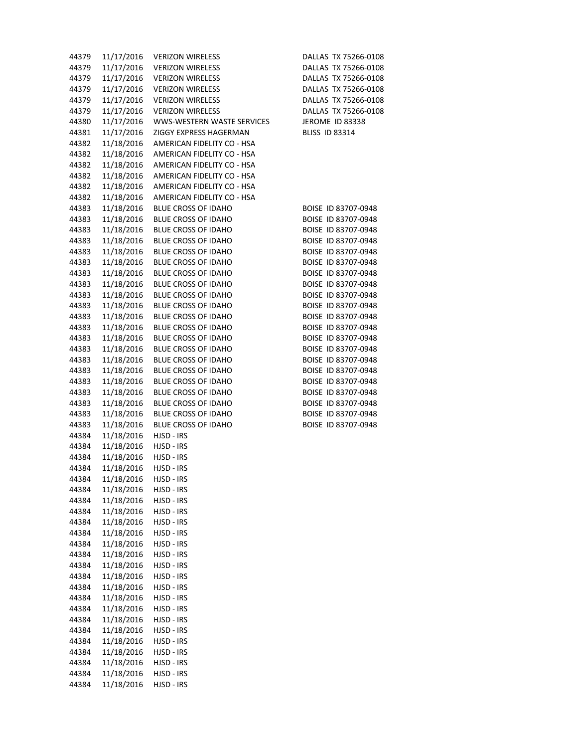| | | | |
|---|---|---|---|
| 44379 | 11/17/2016 | VERIZON WIRELESS | DALLAS TX 75266-0108 |
| 44379 | 11/17/2016 | VERIZON WIRELESS | DALLAS TX 75266-0108 |
| 44379 | 11/17/2016 | VERIZON WIRELESS | DALLAS TX 75266-0108 |
| 44379 | 11/17/2016 | VERIZON WIRELESS | DALLAS TX 75266-0108 |
| 44379 | 11/17/2016 | VERIZON WIRELESS | DALLAS TX 75266-0108 |
| 44379 | 11/17/2016 | VERIZON WIRELESS | DALLAS TX 75266-0108 |
| 44380 | 11/17/2016 | WWS-WESTERN WASTE SERVICES | JEROME ID 83338 |
| 44381 | 11/17/2016 | ZIGGY EXPRESS HAGERMAN | BLISS ID 83314 |
| 44382 | 11/18/2016 | AMERICAN FIDELITY CO - HSA | |
| 44382 | 11/18/2016 | AMERICAN FIDELITY CO - HSA | |
| 44382 | 11/18/2016 | AMERICAN FIDELITY CO - HSA | |
| 44382 | 11/18/2016 | AMERICAN FIDELITY CO - HSA | |
| 44382 | 11/18/2016 | AMERICAN FIDELITY CO - HSA | |
| 44382 | 11/18/2016 | AMERICAN FIDELITY CO - HSA | |
| 44383 | 11/18/2016 | BLUE CROSS OF IDAHO | BOISE ID 83707-0948 |
| 44383 | 11/18/2016 | BLUE CROSS OF IDAHO | BOISE ID 83707-0948 |
| 44383 | 11/18/2016 | BLUE CROSS OF IDAHO | BOISE ID 83707-0948 |
| 44383 | 11/18/2016 | BLUE CROSS OF IDAHO | BOISE ID 83707-0948 |
| 44383 | 11/18/2016 | BLUE CROSS OF IDAHO | BOISE ID 83707-0948 |
| 44383 | 11/18/2016 | BLUE CROSS OF IDAHO | BOISE ID 83707-0948 |
| 44383 | 11/18/2016 | BLUE CROSS OF IDAHO | BOISE ID 83707-0948 |
| 44383 | 11/18/2016 | BLUE CROSS OF IDAHO | BOISE ID 83707-0948 |
| 44383 | 11/18/2016 | BLUE CROSS OF IDAHO | BOISE ID 83707-0948 |
| 44383 | 11/18/2016 | BLUE CROSS OF IDAHO | BOISE ID 83707-0948 |
| 44383 | 11/18/2016 | BLUE CROSS OF IDAHO | BOISE ID 83707-0948 |
| 44383 | 11/18/2016 | BLUE CROSS OF IDAHO | BOISE ID 83707-0948 |
| 44383 | 11/18/2016 | BLUE CROSS OF IDAHO | BOISE ID 83707-0948 |
| 44383 | 11/18/2016 | BLUE CROSS OF IDAHO | BOISE ID 83707-0948 |
| 44383 | 11/18/2016 | BLUE CROSS OF IDAHO | BOISE ID 83707-0948 |
| 44383 | 11/18/2016 | BLUE CROSS OF IDAHO | BOISE ID 83707-0948 |
| 44383 | 11/18/2016 | BLUE CROSS OF IDAHO | BOISE ID 83707-0948 |
| 44383 | 11/18/2016 | BLUE CROSS OF IDAHO | BOISE ID 83707-0948 |
| 44383 | 11/18/2016 | BLUE CROSS OF IDAHO | BOISE ID 83707-0948 |
| 44383 | 11/18/2016 | BLUE CROSS OF IDAHO | BOISE ID 83707-0948 |
| 44383 | 11/18/2016 | BLUE CROSS OF IDAHO | BOISE ID 83707-0948 |
| 44384 | 11/18/2016 | HJSD - IRS | |
| 44384 | 11/18/2016 | HJSD - IRS | |
| 44384 | 11/18/2016 | HJSD - IRS | |
| 44384 | 11/18/2016 | HJSD - IRS | |
| 44384 | 11/18/2016 | HJSD - IRS | |
| 44384 | 11/18/2016 | HJSD - IRS | |
| 44384 | 11/18/2016 | HJSD - IRS | |
| 44384 | 11/18/2016 | HJSD - IRS | |
| 44384 | 11/18/2016 | HJSD - IRS | |
| 44384 | 11/18/2016 | HJSD - IRS | |
| 44384 | 11/18/2016 | HJSD - IRS | |
| 44384 | 11/18/2016 | HJSD - IRS | |
| 44384 | 11/18/2016 | HJSD - IRS | |
| 44384 | 11/18/2016 | HJSD - IRS | |
| 44384 | 11/18/2016 | HJSD - IRS | |
| 44384 | 11/18/2016 | HJSD - IRS | |
| 44384 | 11/18/2016 | HJSD - IRS | |
| 44384 | 11/18/2016 | HJSD - IRS | |
| 44384 | 11/18/2016 | HJSD - IRS | |
| 44384 | 11/18/2016 | HJSD - IRS | |
| 44384 | 11/18/2016 | HJSD - IRS | |
| 44384 | 11/18/2016 | HJSD - IRS | |
| 44384 | 11/18/2016 | HJSD - IRS | |
| 44384 | 11/18/2016 | HJSD - IRS | |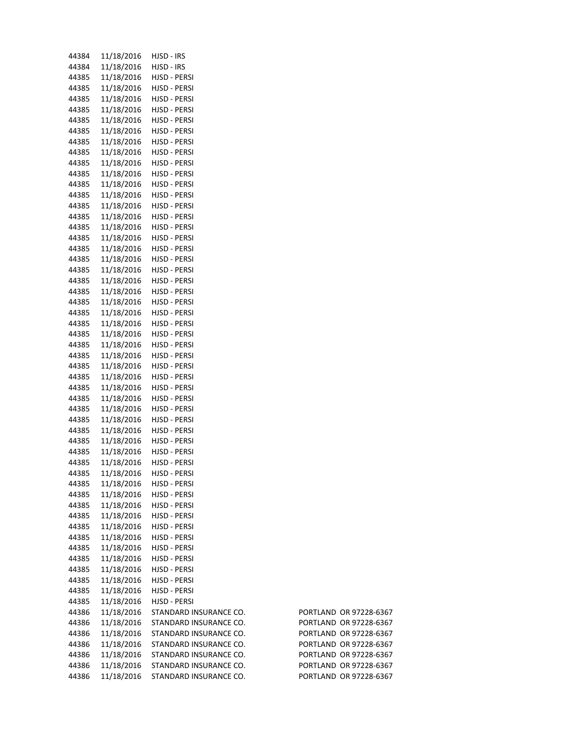| | | | |
|---|---|---|---|
| 44384 | 11/18/2016 | HJSD - IRS | |
| 44384 | 11/18/2016 | HJSD - IRS | |
| 44385 | 11/18/2016 | HJSD - PERSI | |
| 44385 | 11/18/2016 | HJSD - PERSI | |
| 44385 | 11/18/2016 | HJSD - PERSI | |
| 44385 | 11/18/2016 | HJSD - PERSI | |
| 44385 | 11/18/2016 | HJSD - PERSI | |
| 44385 | 11/18/2016 | HJSD - PERSI | |
| 44385 | 11/18/2016 | HJSD - PERSI | |
| 44385 | 11/18/2016 | HJSD - PERSI | |
| 44385 | 11/18/2016 | HJSD - PERSI | |
| 44385 | 11/18/2016 | HJSD - PERSI | |
| 44385 | 11/18/2016 | HJSD - PERSI | |
| 44385 | 11/18/2016 | HJSD - PERSI | |
| 44385 | 11/18/2016 | HJSD - PERSI | |
| 44385 | 11/18/2016 | HJSD - PERSI | |
| 44385 | 11/18/2016 | HJSD - PERSI | |
| 44385 | 11/18/2016 | HJSD - PERSI | |
| 44385 | 11/18/2016 | HJSD - PERSI | |
| 44385 | 11/18/2016 | HJSD - PERSI | |
| 44385 | 11/18/2016 | HJSD - PERSI | |
| 44385 | 11/18/2016 | HJSD - PERSI | |
| 44385 | 11/18/2016 | HJSD - PERSI | |
| 44385 | 11/18/2016 | HJSD - PERSI | |
| 44385 | 11/18/2016 | HJSD - PERSI | |
| 44385 | 11/18/2016 | HJSD - PERSI | |
| 44385 | 11/18/2016 | HJSD - PERSI | |
| 44385 | 11/18/2016 | HJSD - PERSI | |
| 44385 | 11/18/2016 | HJSD - PERSI | |
| 44385 | 11/18/2016 | HJSD - PERSI | |
| 44385 | 11/18/2016 | HJSD - PERSI | |
| 44385 | 11/18/2016 | HJSD - PERSI | |
| 44385 | 11/18/2016 | HJSD - PERSI | |
| 44385 | 11/18/2016 | HJSD - PERSI | |
| 44385 | 11/18/2016 | HJSD - PERSI | |
| 44385 | 11/18/2016 | HJSD - PERSI | |
| 44385 | 11/18/2016 | HJSD - PERSI | |
| 44385 | 11/18/2016 | HJSD - PERSI | |
| 44385 | 11/18/2016 | HJSD - PERSI | |
| 44385 | 11/18/2016 | HJSD - PERSI | |
| 44385 | 11/18/2016 | HJSD - PERSI | |
| 44385 | 11/18/2016 | HJSD - PERSI | |
| 44385 | 11/18/2016 | HJSD - PERSI | |
| 44385 | 11/18/2016 | HJSD - PERSI | |
| 44385 | 11/18/2016 | HJSD - PERSI | |
| 44385 | 11/18/2016 | HJSD - PERSI | |
| 44385 | 11/18/2016 | HJSD - PERSI | |
| 44385 | 11/18/2016 | HJSD - PERSI | |
| 44385 | 11/18/2016 | HJSD - PERSI | |
| 44385 | 11/18/2016 | HJSD - PERSI | |
| 44385 | 11/18/2016 | HJSD - PERSI | |
| 44386 | 11/18/2016 | STANDARD INSURANCE CO. | PORTLAND OR 97228-6367 |
| 44386 | 11/18/2016 | STANDARD INSURANCE CO. | PORTLAND OR 97228-6367 |
| 44386 | 11/18/2016 | STANDARD INSURANCE CO. | PORTLAND OR 97228-6367 |
| 44386 | 11/18/2016 | STANDARD INSURANCE CO. | PORTLAND OR 97228-6367 |
| 44386 | 11/18/2016 | STANDARD INSURANCE CO. | PORTLAND OR 97228-6367 |
| 44386 | 11/18/2016 | STANDARD INSURANCE CO. | PORTLAND OR 97228-6367 |
| 44386 | 11/18/2016 | STANDARD INSURANCE CO. | PORTLAND OR 97228-6367 |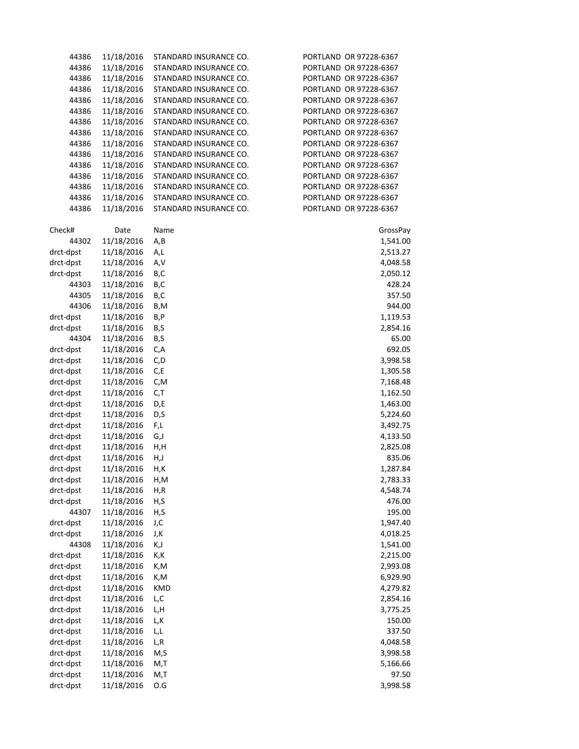| | | | |
|---|---|---|---|
| 44386 | 11/18/2016 | STANDARD INSURANCE CO. | PORTLAND OR 97228-6367 |
| 44386 | 11/18/2016 | STANDARD INSURANCE CO. | PORTLAND OR 97228-6367 |
| 44386 | 11/18/2016 | STANDARD INSURANCE CO. | PORTLAND OR 97228-6367 |
| 44386 | 11/18/2016 | STANDARD INSURANCE CO. | PORTLAND OR 97228-6367 |
| 44386 | 11/18/2016 | STANDARD INSURANCE CO. | PORTLAND OR 97228-6367 |
| 44386 | 11/18/2016 | STANDARD INSURANCE CO. | PORTLAND OR 97228-6367 |
| 44386 | 11/18/2016 | STANDARD INSURANCE CO. | PORTLAND OR 97228-6367 |
| 44386 | 11/18/2016 | STANDARD INSURANCE CO. | PORTLAND OR 97228-6367 |
| 44386 | 11/18/2016 | STANDARD INSURANCE CO. | PORTLAND OR 97228-6367 |
| 44386 | 11/18/2016 | STANDARD INSURANCE CO. | PORTLAND OR 97228-6367 |
| 44386 | 11/18/2016 | STANDARD INSURANCE CO. | PORTLAND OR 97228-6367 |
| 44386 | 11/18/2016 | STANDARD INSURANCE CO. | PORTLAND OR 97228-6367 |
| 44386 | 11/18/2016 | STANDARD INSURANCE CO. | PORTLAND OR 97228-6367 |
| 44386 | 11/18/2016 | STANDARD INSURANCE CO. | PORTLAND OR 97228-6367 |
| 44386 | 11/18/2016 | STANDARD INSURANCE CO. | PORTLAND OR 97228-6367 |

| Check# | Date | Name | GrossPay |
|---|---|---|---|
| 44302 | 11/18/2016 | A,B | 1,541.00 |
| drct-dpst | 11/18/2016 | A,L | 2,513.27 |
| drct-dpst | 11/18/2016 | A,V | 4,048.58 |
| drct-dpst | 11/18/2016 | B,C | 2,050.12 |
| 44303 | 11/18/2016 | B,C | 428.24 |
| 44305 | 11/18/2016 | B,C | 357.50 |
| 44306 | 11/18/2016 | B,M | 944.00 |
| drct-dpst | 11/18/2016 | B,P | 1,119.53 |
| drct-dpst | 11/18/2016 | B,S | 2,854.16 |
| 44304 | 11/18/2016 | B,S | 65.00 |
| drct-dpst | 11/18/2016 | C,A | 692.05 |
| drct-dpst | 11/18/2016 | C,D | 3,998.58 |
| drct-dpst | 11/18/2016 | C,E | 1,305.58 |
| drct-dpst | 11/18/2016 | C,M | 7,168.48 |
| drct-dpst | 11/18/2016 | C,T | 1,162.50 |
| drct-dpst | 11/18/2016 | D,E | 1,463.00 |
| drct-dpst | 11/18/2016 | D,S | 5,224.60 |
| drct-dpst | 11/18/2016 | F,L | 3,492.75 |
| drct-dpst | 11/18/2016 | G,J | 4,133.50 |
| drct-dpst | 11/18/2016 | H,H | 2,825.08 |
| drct-dpst | 11/18/2016 | H,J | 835.06 |
| drct-dpst | 11/18/2016 | H,K | 1,287.84 |
| drct-dpst | 11/18/2016 | H,M | 2,783.33 |
| drct-dpst | 11/18/2016 | H,R | 4,548.74 |
| drct-dpst | 11/18/2016 | H,S | 476.00 |
| 44307 | 11/18/2016 | H,S | 195.00 |
| drct-dpst | 11/18/2016 | J,C | 1,947.40 |
| drct-dpst | 11/18/2016 | J,K | 4,018.25 |
| 44308 | 11/18/2016 | K,J | 1,541.00 |
| drct-dpst | 11/18/2016 | K,K | 2,215.00 |
| drct-dpst | 11/18/2016 | K,M | 2,993.08 |
| drct-dpst | 11/18/2016 | K,M | 6,929.90 |
| drct-dpst | 11/18/2016 | KMD | 4,279.82 |
| drct-dpst | 11/18/2016 | L,C | 2,854.16 |
| drct-dpst | 11/18/2016 | L,H | 3,775.25 |
| drct-dpst | 11/18/2016 | L,K | 150.00 |
| drct-dpst | 11/18/2016 | L,L | 337.50 |
| drct-dpst | 11/18/2016 | L,R | 4,048.58 |
| drct-dpst | 11/18/2016 | M,S | 3,998.58 |
| drct-dpst | 11/18/2016 | M,T | 5,166.66 |
| drct-dpst | 11/18/2016 | M,T | 97.50 |
| drct-dpst | 11/18/2016 | O.G | 3,998.58 |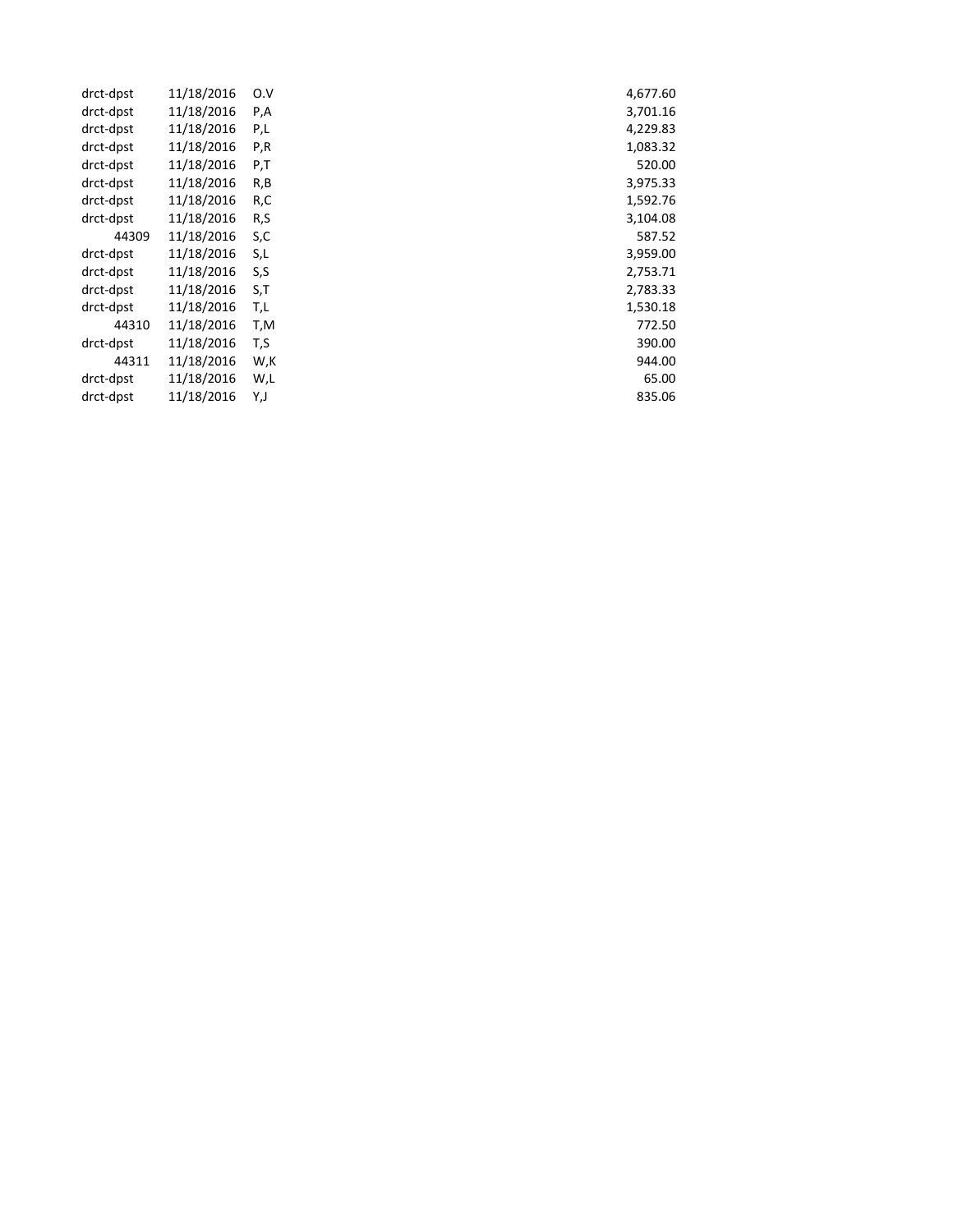| | | | |
|---|---|---|---|
| drct-dpst | 11/18/2016 | O.V | 4,677.60 |
| drct-dpst | 11/18/2016 | P,A | 3,701.16 |
| drct-dpst | 11/18/2016 | P,L | 4,229.83 |
| drct-dpst | 11/18/2016 | P,R | 1,083.32 |
| drct-dpst | 11/18/2016 | P,T | 520.00 |
| drct-dpst | 11/18/2016 | R,B | 3,975.33 |
| drct-dpst | 11/18/2016 | R,C | 1,592.76 |
| drct-dpst | 11/18/2016 | R,S | 3,104.08 |
| 44309 | 11/18/2016 | S,C | 587.52 |
| drct-dpst | 11/18/2016 | S,L | 3,959.00 |
| drct-dpst | 11/18/2016 | S,S | 2,753.71 |
| drct-dpst | 11/18/2016 | S,T | 2,783.33 |
| drct-dpst | 11/18/2016 | T,L | 1,530.18 |
| 44310 | 11/18/2016 | T,M | 772.50 |
| drct-dpst | 11/18/2016 | T,S | 390.00 |
| 44311 | 11/18/2016 | W,K | 944.00 |
| drct-dpst | 11/18/2016 | W,L | 65.00 |
| drct-dpst | 11/18/2016 | Y,J | 835.06 |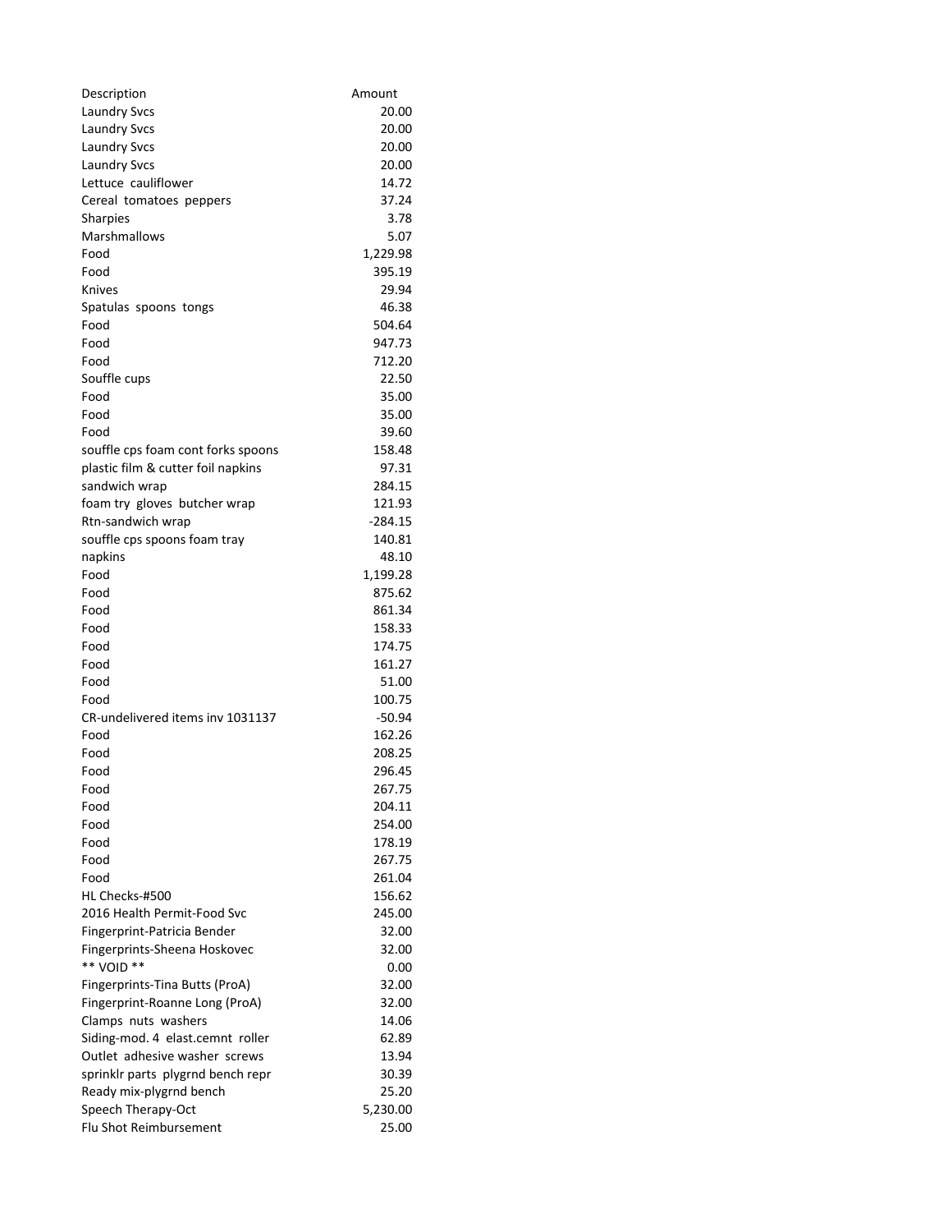| Description | Amount |
|---|---|
| Laundry Svcs | 20.00 |
| Laundry Svcs | 20.00 |
| Laundry Svcs | 20.00 |
| Laundry Svcs | 20.00 |
| Lettuce  cauliflower | 14.72 |
| Cereal  tomatoes  peppers | 37.24 |
| Sharpies | 3.78 |
| Marshmallows | 5.07 |
| Food | 1,229.98 |
| Food | 395.19 |
| Knives | 29.94 |
| Spatulas  spoons  tongs | 46.38 |
| Food | 504.64 |
| Food | 947.73 |
| Food | 712.20 |
| Souffle cups | 22.50 |
| Food | 35.00 |
| Food | 35.00 |
| Food | 39.60 |
| souffle cps foam cont forks spoons | 158.48 |
| plastic film & cutter foil napkins | 97.31 |
| sandwich wrap | 284.15 |
| foam try  gloves  butcher wrap | 121.93 |
| Rtn-sandwich wrap | -284.15 |
| souffle cps spoons foam tray | 140.81 |
| napkins | 48.10 |
| Food | 1,199.28 |
| Food | 875.62 |
| Food | 861.34 |
| Food | 158.33 |
| Food | 174.75 |
| Food | 161.27 |
| Food | 51.00 |
| Food | 100.75 |
| CR-undelivered items inv 1031137 | -50.94 |
| Food | 162.26 |
| Food | 208.25 |
| Food | 296.45 |
| Food | 267.75 |
| Food | 204.11 |
| Food | 254.00 |
| Food | 178.19 |
| Food | 267.75 |
| Food | 261.04 |
| HL Checks-#500 | 156.62 |
| 2016 Health Permit-Food Svc | 245.00 |
| Fingerprint-Patricia Bender | 32.00 |
| Fingerprints-Sheena Hoskovec | 32.00 |
| ** VOID ** | 0.00 |
| Fingerprints-Tina Butts (ProA) | 32.00 |
| Fingerprint-Roanne Long (ProA) | 32.00 |
| Clamps  nuts  washers | 14.06 |
| Siding-mod. 4  elast.cemnt  roller | 62.89 |
| Outlet  adhesive washer  screws | 13.94 |
| sprinklr parts  plygrnd bench repr | 30.39 |
| Ready mix-plygrnd bench | 25.20 |
| Speech Therapy-Oct | 5,230.00 |
| Flu Shot Reimbursement | 25.00 |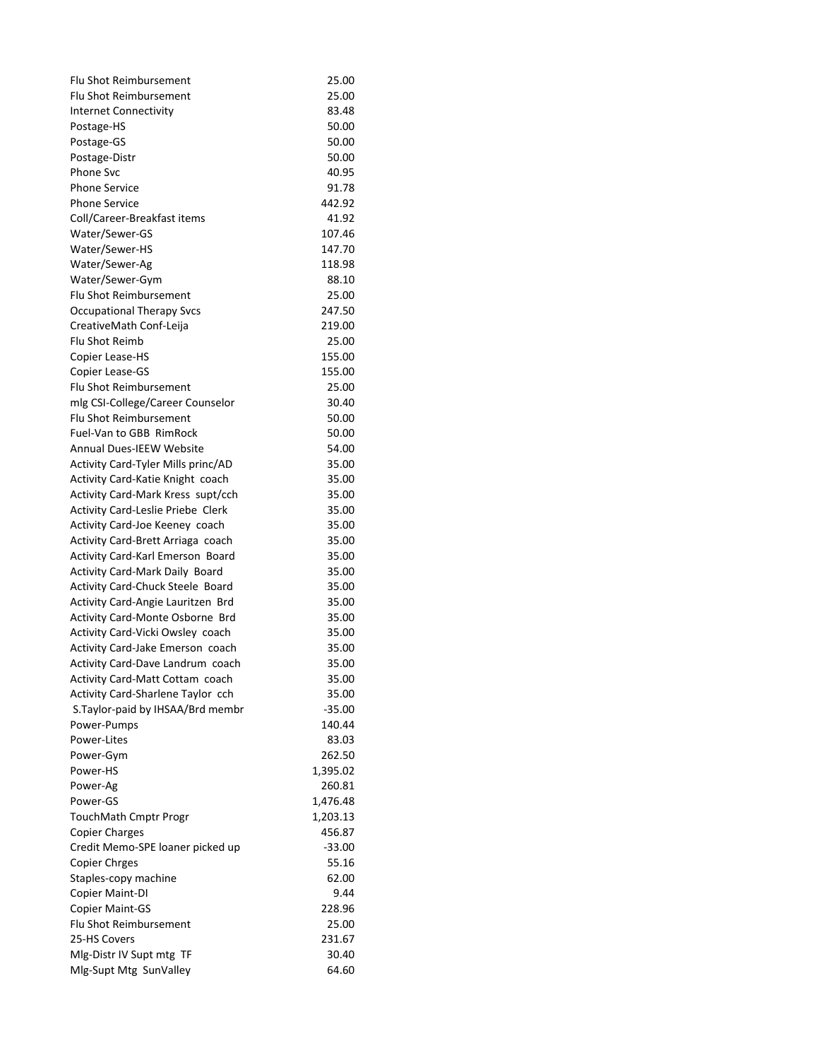| | |
|---|---|
| Flu Shot Reimbursement | 25.00 |
| Flu Shot Reimbursement | 25.00 |
| Internet Connectivity | 83.48 |
| Postage-HS | 50.00 |
| Postage-GS | 50.00 |
| Postage-Distr | 50.00 |
| Phone Svc | 40.95 |
| Phone Service | 91.78 |
| Phone Service | 442.92 |
| Coll/Career-Breakfast items | 41.92 |
| Water/Sewer-GS | 107.46 |
| Water/Sewer-HS | 147.70 |
| Water/Sewer-Ag | 118.98 |
| Water/Sewer-Gym | 88.10 |
| Flu Shot Reimbursement | 25.00 |
| Occupational Therapy Svcs | 247.50 |
| CreativeMath Conf-Leija | 219.00 |
| Flu Shot Reimb | 25.00 |
| Copier Lease-HS | 155.00 |
| Copier Lease-GS | 155.00 |
| Flu Shot Reimbursement | 25.00 |
| mlg CSI-College/Career Counselor | 30.40 |
| Flu Shot Reimbursement | 50.00 |
| Fuel-Van to GBB RimRock | 50.00 |
| Annual Dues-IEEW Website | 54.00 |
| Activity Card-Tyler Mills princ/AD | 35.00 |
| Activity Card-Katie Knight coach | 35.00 |
| Activity Card-Mark Kress supt/cch | 35.00 |
| Activity Card-Leslie Priebe Clerk | 35.00 |
| Activity Card-Joe Keeney coach | 35.00 |
| Activity Card-Brett Arriaga coach | 35.00 |
| Activity Card-Karl Emerson Board | 35.00 |
| Activity Card-Mark Daily Board | 35.00 |
| Activity Card-Chuck Steele Board | 35.00 |
| Activity Card-Angie Lauritzen Brd | 35.00 |
| Activity Card-Monte Osborne Brd | 35.00 |
| Activity Card-Vicki Owsley coach | 35.00 |
| Activity Card-Jake Emerson coach | 35.00 |
| Activity Card-Dave Landrum coach | 35.00 |
| Activity Card-Matt Cottam coach | 35.00 |
| Activity Card-Sharlene Taylor cch | 35.00 |
| S.Taylor-paid by IHSAA/Brd membr | -35.00 |
| Power-Pumps | 140.44 |
| Power-Lites | 83.03 |
| Power-Gym | 262.50 |
| Power-HS | 1,395.02 |
| Power-Ag | 260.81 |
| Power-GS | 1,476.48 |
| TouchMath Cmptr Progr | 1,203.13 |
| Copier Charges | 456.87 |
| Credit Memo-SPE loaner picked up | -33.00 |
| Copier Chrges | 55.16 |
| Staples-copy machine | 62.00 |
| Copier Maint-DI | 9.44 |
| Copier Maint-GS | 228.96 |
| Flu Shot Reimbursement | 25.00 |
| 25-HS Covers | 231.67 |
| Mlg-Distr IV Supt mtg TF | 30.40 |
| Mlg-Supt Mtg SunValley | 64.60 |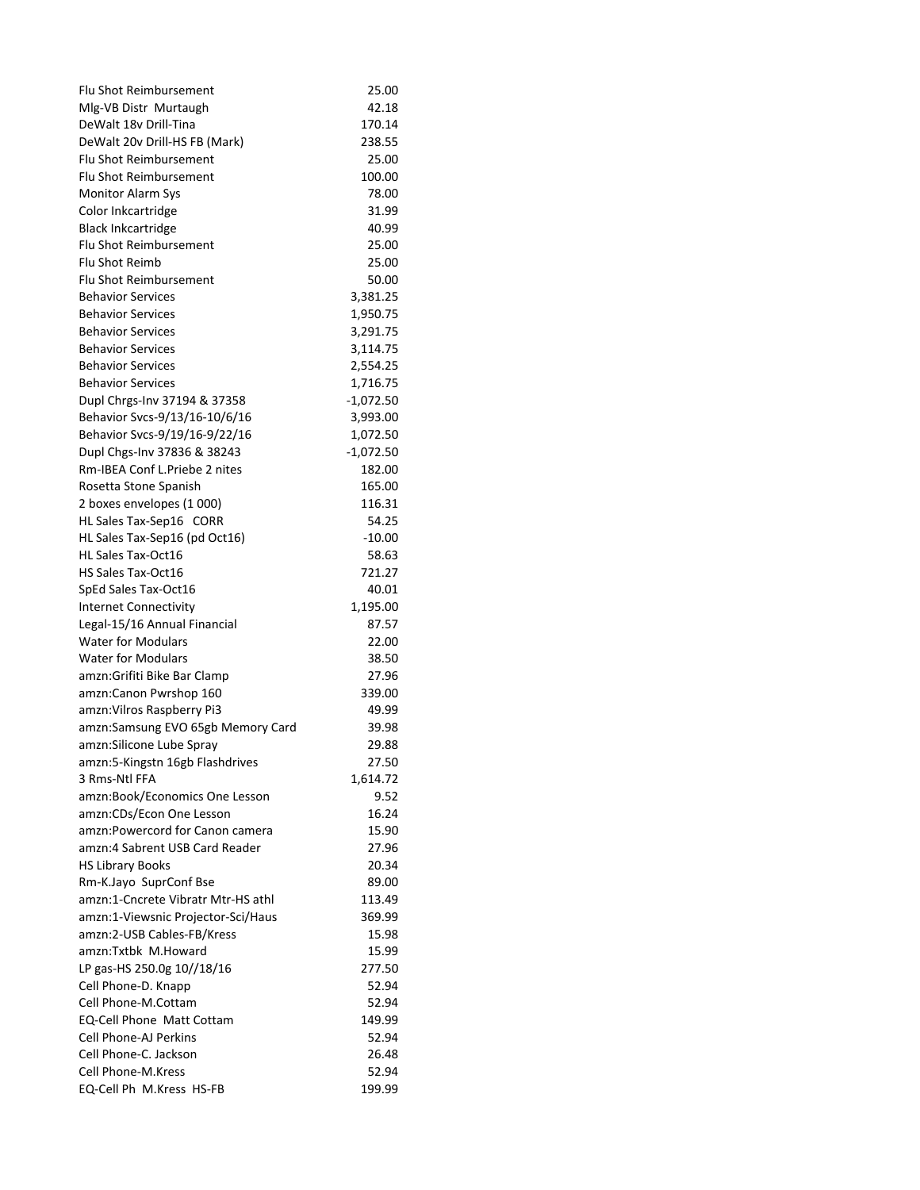| | |
|---|---|
| Flu Shot Reimbursement | 25.00 |
| Mlg-VB Distr Murtaugh | 42.18 |
| DeWalt 18v Drill-Tina | 170.14 |
| DeWalt 20v Drill-HS FB (Mark) | 238.55 |
| Flu Shot Reimbursement | 25.00 |
| Flu Shot Reimbursement | 100.00 |
| Monitor Alarm Sys | 78.00 |
| Color Inkcartridge | 31.99 |
| Black Inkcartridge | 40.99 |
| Flu Shot Reimbursement | 25.00 |
| Flu Shot Reimb | 25.00 |
| Flu Shot Reimbursement | 50.00 |
| Behavior Services | 3,381.25 |
| Behavior Services | 1,950.75 |
| Behavior Services | 3,291.75 |
| Behavior Services | 3,114.75 |
| Behavior Services | 2,554.25 |
| Behavior Services | 1,716.75 |
| Dupl Chrgs-Inv 37194 & 37358 | -1,072.50 |
| Behavior Svcs-9/13/16-10/6/16 | 3,993.00 |
| Behavior Svcs-9/19/16-9/22/16 | 1,072.50 |
| Dupl Chgs-Inv 37836 & 38243 | -1,072.50 |
| Rm-IBEA Conf L.Priebe 2 nites | 182.00 |
| Rosetta Stone Spanish | 165.00 |
| 2 boxes envelopes (1 000) | 116.31 |
| HL Sales Tax-Sep16 CORR | 54.25 |
| HL Sales Tax-Sep16 (pd Oct16) | -10.00 |
| HL Sales Tax-Oct16 | 58.63 |
| HS Sales Tax-Oct16 | 721.27 |
| SpEd Sales Tax-Oct16 | 40.01 |
| Internet Connectivity | 1,195.00 |
| Legal-15/16 Annual Financial | 87.57 |
| Water for Modulars | 22.00 |
| Water for Modulars | 38.50 |
| amzn:Grifiti Bike Bar Clamp | 27.96 |
| amzn:Canon Pwrshop 160 | 339.00 |
| amzn:Vilros Raspberry Pi3 | 49.99 |
| amzn:Samsung EVO 65gb Memory Card | 39.98 |
| amzn:Silicone Lube Spray | 29.88 |
| amzn:5-Kingstn 16gb Flashdrives | 27.50 |
| 3 Rms-Ntl FFA | 1,614.72 |
| amzn:Book/Economics One Lesson | 9.52 |
| amzn:CDs/Econ One Lesson | 16.24 |
| amzn:Powercord for Canon camera | 15.90 |
| amzn:4 Sabrent USB Card Reader | 27.96 |
| HS Library Books | 20.34 |
| Rm-K.Jayo SuprConf Bse | 89.00 |
| amzn:1-Cncrete Vibratr Mtr-HS athl | 113.49 |
| amzn:1-Viewsnic Projector-Sci/Haus | 369.99 |
| amzn:2-USB Cables-FB/Kress | 15.98 |
| amzn:Txtbk M.Howard | 15.99 |
| LP gas-HS 250.0g 10//18/16 | 277.50 |
| Cell Phone-D. Knapp | 52.94 |
| Cell Phone-M.Cottam | 52.94 |
| EQ-Cell Phone Matt Cottam | 149.99 |
| Cell Phone-AJ Perkins | 52.94 |
| Cell Phone-C. Jackson | 26.48 |
| Cell Phone-M.Kress | 52.94 |
| EQ-Cell Ph M.Kress HS-FB | 199.99 |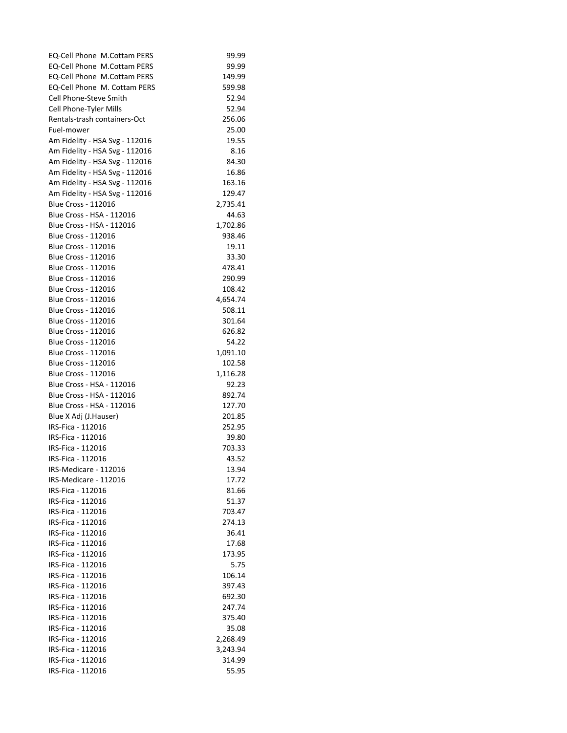| | |
|---|---|
| EQ-Cell Phone M.Cottam PERS | 99.99 |
| EQ-Cell Phone M.Cottam PERS | 99.99 |
| EQ-Cell Phone M.Cottam PERS | 149.99 |
| EQ-Cell Phone M. Cottam PERS | 599.98 |
| Cell Phone-Steve Smith | 52.94 |
| Cell Phone-Tyler Mills | 52.94 |
| Rentals-trash containers-Oct | 256.06 |
| Fuel-mower | 25.00 |
| Am Fidelity - HSA Svg - 112016 | 19.55 |
| Am Fidelity - HSA Svg - 112016 | 8.16 |
| Am Fidelity - HSA Svg - 112016 | 84.30 |
| Am Fidelity - HSA Svg - 112016 | 16.86 |
| Am Fidelity - HSA Svg - 112016 | 163.16 |
| Am Fidelity - HSA Svg - 112016 | 129.47 |
| Blue Cross - 112016 | 2,735.41 |
| Blue Cross - HSA - 112016 | 44.63 |
| Blue Cross - HSA - 112016 | 1,702.86 |
| Blue Cross - 112016 | 938.46 |
| Blue Cross - 112016 | 19.11 |
| Blue Cross - 112016 | 33.30 |
| Blue Cross - 112016 | 478.41 |
| Blue Cross - 112016 | 290.99 |
| Blue Cross - 112016 | 108.42 |
| Blue Cross - 112016 | 4,654.74 |
| Blue Cross - 112016 | 508.11 |
| Blue Cross - 112016 | 301.64 |
| Blue Cross - 112016 | 626.82 |
| Blue Cross - 112016 | 54.22 |
| Blue Cross - 112016 | 1,091.10 |
| Blue Cross - 112016 | 102.58 |
| Blue Cross - 112016 | 1,116.28 |
| Blue Cross - HSA - 112016 | 92.23 |
| Blue Cross - HSA - 112016 | 892.74 |
| Blue Cross - HSA - 112016 | 127.70 |
| Blue X Adj (J.Hauser) | 201.85 |
| IRS-Fica - 112016 | 252.95 |
| IRS-Fica - 112016 | 39.80 |
| IRS-Fica - 112016 | 703.33 |
| IRS-Fica - 112016 | 43.52 |
| IRS-Medicare - 112016 | 13.94 |
| IRS-Medicare - 112016 | 17.72 |
| IRS-Fica - 112016 | 81.66 |
| IRS-Fica - 112016 | 51.37 |
| IRS-Fica - 112016 | 703.47 |
| IRS-Fica - 112016 | 274.13 |
| IRS-Fica - 112016 | 36.41 |
| IRS-Fica - 112016 | 17.68 |
| IRS-Fica - 112016 | 173.95 |
| IRS-Fica - 112016 | 5.75 |
| IRS-Fica - 112016 | 106.14 |
| IRS-Fica - 112016 | 397.43 |
| IRS-Fica - 112016 | 692.30 |
| IRS-Fica - 112016 | 247.74 |
| IRS-Fica - 112016 | 375.40 |
| IRS-Fica - 112016 | 35.08 |
| IRS-Fica - 112016 | 2,268.49 |
| IRS-Fica - 112016 | 3,243.94 |
| IRS-Fica - 112016 | 314.99 |
| IRS-Fica - 112016 | 55.95 |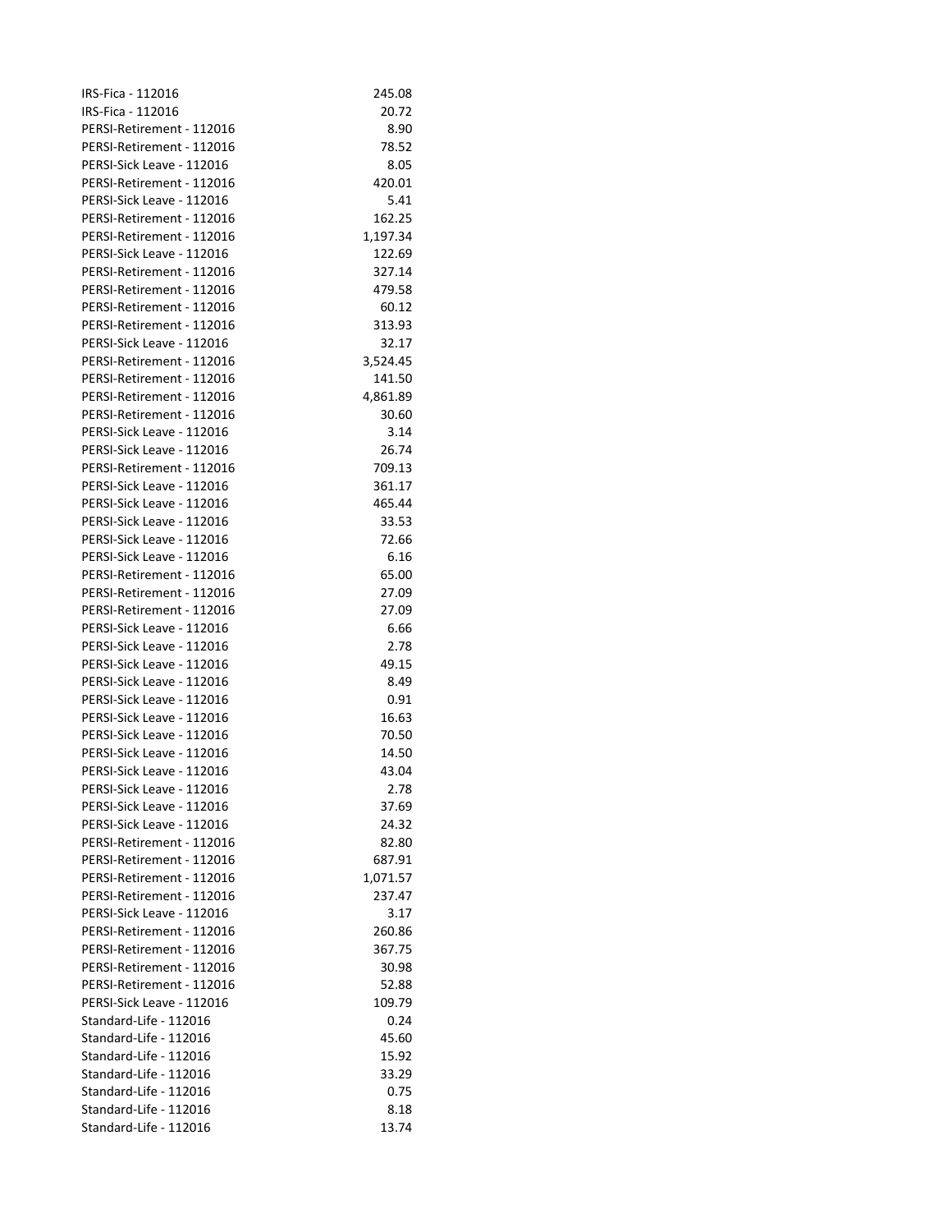| | |
|---|---|
| IRS-Fica - 112016 | 245.08 |
| IRS-Fica - 112016 | 20.72 |
| PERSI-Retirement - 112016 | 8.90 |
| PERSI-Retirement - 112016 | 78.52 |
| PERSI-Sick Leave - 112016 | 8.05 |
| PERSI-Retirement - 112016 | 420.01 |
| PERSI-Sick Leave - 112016 | 5.41 |
| PERSI-Retirement - 112016 | 162.25 |
| PERSI-Retirement - 112016 | 1,197.34 |
| PERSI-Sick Leave - 112016 | 122.69 |
| PERSI-Retirement - 112016 | 327.14 |
| PERSI-Retirement - 112016 | 479.58 |
| PERSI-Retirement - 112016 | 60.12 |
| PERSI-Retirement - 112016 | 313.93 |
| PERSI-Sick Leave - 112016 | 32.17 |
| PERSI-Retirement - 112016 | 3,524.45 |
| PERSI-Retirement - 112016 | 141.50 |
| PERSI-Retirement - 112016 | 4,861.89 |
| PERSI-Retirement - 112016 | 30.60 |
| PERSI-Sick Leave - 112016 | 3.14 |
| PERSI-Sick Leave - 112016 | 26.74 |
| PERSI-Retirement - 112016 | 709.13 |
| PERSI-Sick Leave - 112016 | 361.17 |
| PERSI-Sick Leave - 112016 | 465.44 |
| PERSI-Sick Leave - 112016 | 33.53 |
| PERSI-Sick Leave - 112016 | 72.66 |
| PERSI-Sick Leave - 112016 | 6.16 |
| PERSI-Retirement - 112016 | 65.00 |
| PERSI-Retirement - 112016 | 27.09 |
| PERSI-Retirement - 112016 | 27.09 |
| PERSI-Sick Leave - 112016 | 6.66 |
| PERSI-Sick Leave - 112016 | 2.78 |
| PERSI-Sick Leave - 112016 | 49.15 |
| PERSI-Sick Leave - 112016 | 8.49 |
| PERSI-Sick Leave - 112016 | 0.91 |
| PERSI-Sick Leave - 112016 | 16.63 |
| PERSI-Sick Leave - 112016 | 70.50 |
| PERSI-Sick Leave - 112016 | 14.50 |
| PERSI-Sick Leave - 112016 | 43.04 |
| PERSI-Sick Leave - 112016 | 2.78 |
| PERSI-Sick Leave - 112016 | 37.69 |
| PERSI-Sick Leave - 112016 | 24.32 |
| PERSI-Retirement - 112016 | 82.80 |
| PERSI-Retirement - 112016 | 687.91 |
| PERSI-Retirement - 112016 | 1,071.57 |
| PERSI-Retirement - 112016 | 237.47 |
| PERSI-Sick Leave - 112016 | 3.17 |
| PERSI-Retirement - 112016 | 260.86 |
| PERSI-Retirement - 112016 | 367.75 |
| PERSI-Retirement - 112016 | 30.98 |
| PERSI-Retirement - 112016 | 52.88 |
| PERSI-Sick Leave - 112016 | 109.79 |
| Standard-Life - 112016 | 0.24 |
| Standard-Life - 112016 | 45.60 |
| Standard-Life - 112016 | 15.92 |
| Standard-Life - 112016 | 33.29 |
| Standard-Life - 112016 | 0.75 |
| Standard-Life - 112016 | 8.18 |
| Standard-Life - 112016 | 13.74 |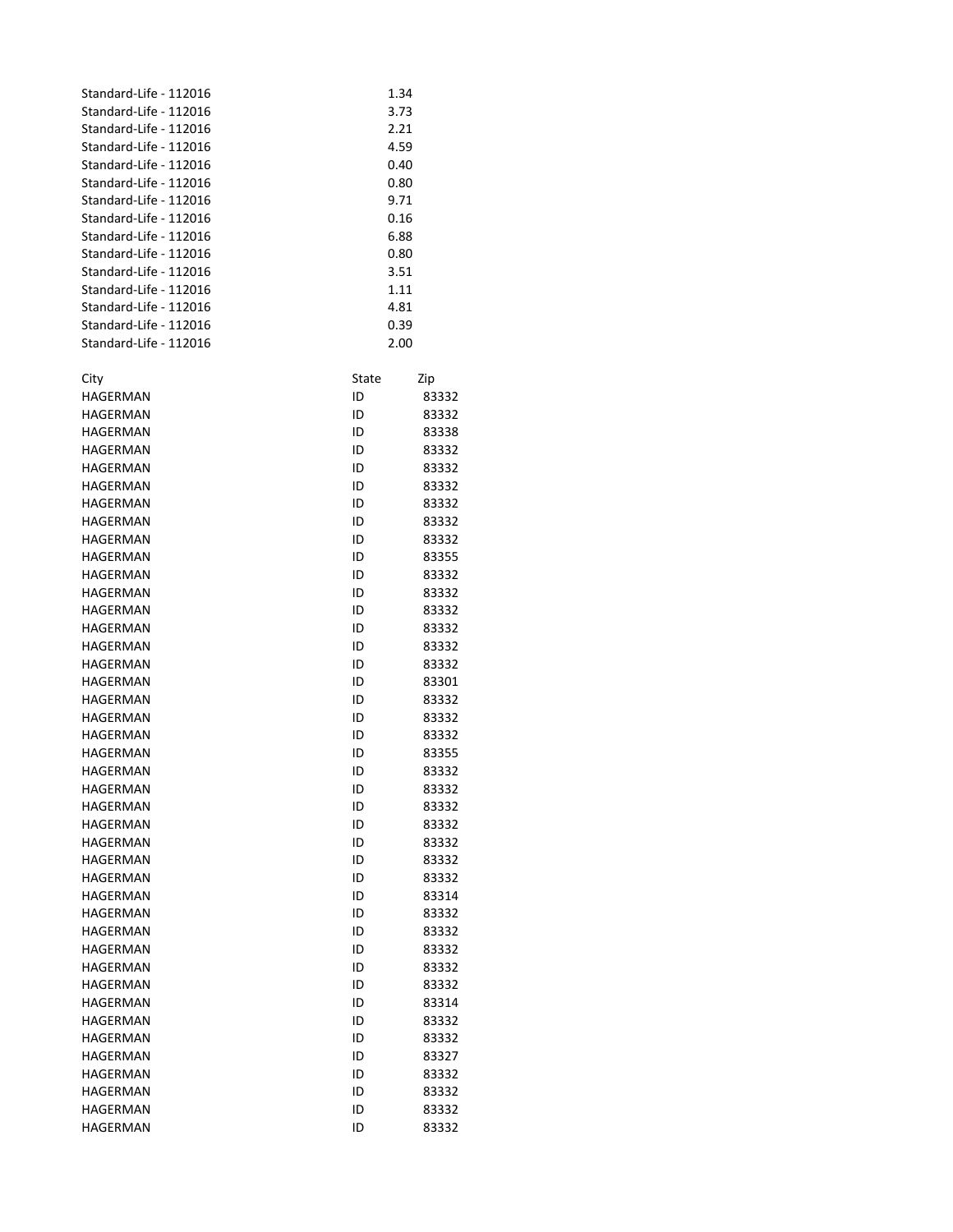| | |
|---|---|
| Standard-Life - 112016 | 1.34 |
| Standard-Life - 112016 | 3.73 |
| Standard-Life - 112016 | 2.21 |
| Standard-Life - 112016 | 4.59 |
| Standard-Life - 112016 | 0.40 |
| Standard-Life - 112016 | 0.80 |
| Standard-Life - 112016 | 9.71 |
| Standard-Life - 112016 | 0.16 |
| Standard-Life - 112016 | 6.88 |
| Standard-Life - 112016 | 0.80 |
| Standard-Life - 112016 | 3.51 |
| Standard-Life - 112016 | 1.11 |
| Standard-Life - 112016 | 4.81 |
| Standard-Life - 112016 | 0.39 |
| Standard-Life - 112016 | 2.00 |

| City | State | Zip |
|---|---|---|
| HAGERMAN | ID | 83332 |
| HAGERMAN | ID | 83332 |
| HAGERMAN | ID | 83338 |
| HAGERMAN | ID | 83332 |
| HAGERMAN | ID | 83332 |
| HAGERMAN | ID | 83332 |
| HAGERMAN | ID | 83332 |
| HAGERMAN | ID | 83332 |
| HAGERMAN | ID | 83332 |
| HAGERMAN | ID | 83355 |
| HAGERMAN | ID | 83332 |
| HAGERMAN | ID | 83332 |
| HAGERMAN | ID | 83332 |
| HAGERMAN | ID | 83332 |
| HAGERMAN | ID | 83332 |
| HAGERMAN | ID | 83332 |
| HAGERMAN | ID | 83301 |
| HAGERMAN | ID | 83332 |
| HAGERMAN | ID | 83332 |
| HAGERMAN | ID | 83332 |
| HAGERMAN | ID | 83355 |
| HAGERMAN | ID | 83332 |
| HAGERMAN | ID | 83332 |
| HAGERMAN | ID | 83332 |
| HAGERMAN | ID | 83332 |
| HAGERMAN | ID | 83332 |
| HAGERMAN | ID | 83332 |
| HAGERMAN | ID | 83332 |
| HAGERMAN | ID | 83314 |
| HAGERMAN | ID | 83332 |
| HAGERMAN | ID | 83332 |
| HAGERMAN | ID | 83332 |
| HAGERMAN | ID | 83332 |
| HAGERMAN | ID | 83332 |
| HAGERMAN | ID | 83314 |
| HAGERMAN | ID | 83332 |
| HAGERMAN | ID | 83332 |
| HAGERMAN | ID | 83327 |
| HAGERMAN | ID | 83332 |
| HAGERMAN | ID | 83332 |
| HAGERMAN | ID | 83332 |
| HAGERMAN | ID | 83332 |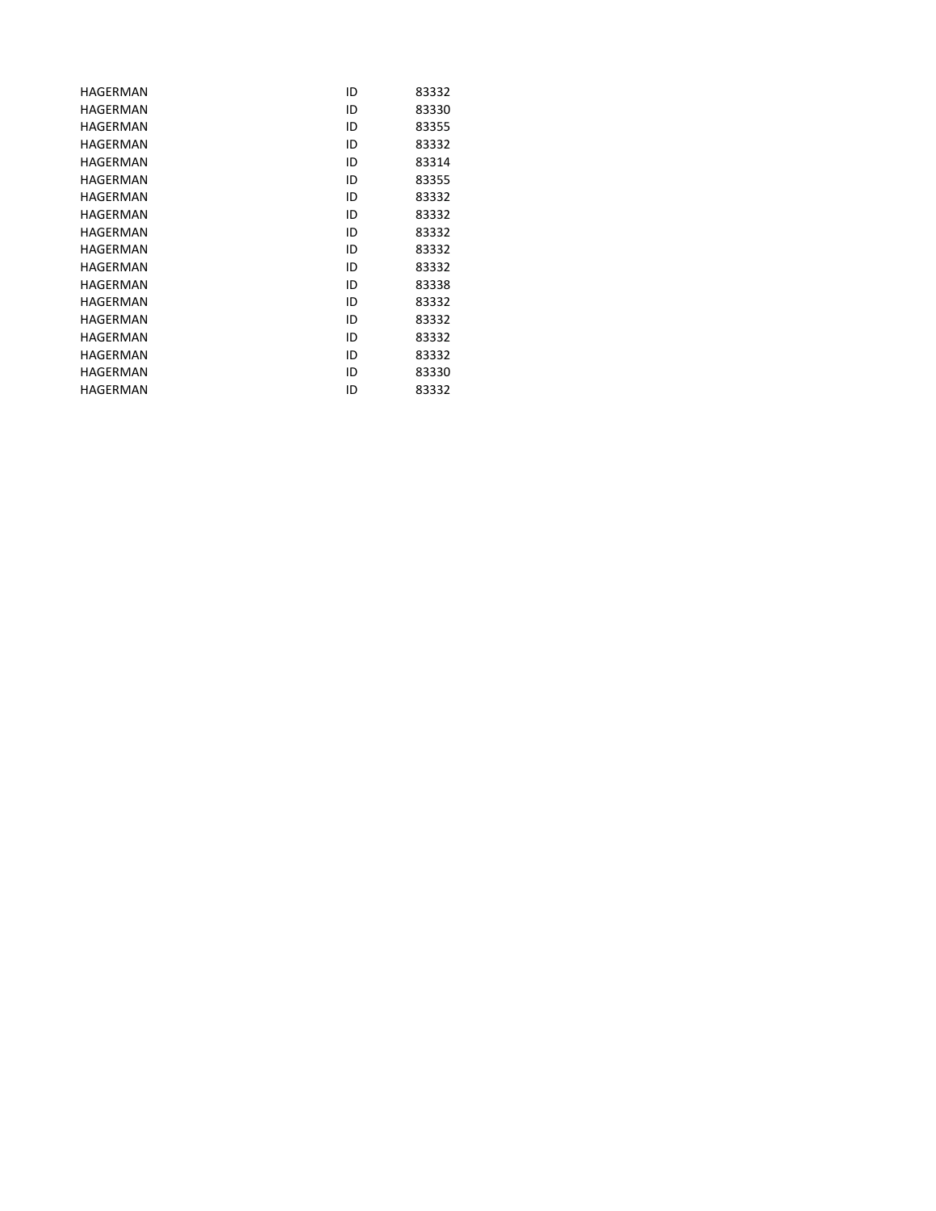| | | |
|---|---|---|
| HAGERMAN | ID | 83332 |
| HAGERMAN | ID | 83330 |
| HAGERMAN | ID | 83355 |
| HAGERMAN | ID | 83332 |
| HAGERMAN | ID | 83314 |
| HAGERMAN | ID | 83355 |
| HAGERMAN | ID | 83332 |
| HAGERMAN | ID | 83332 |
| HAGERMAN | ID | 83332 |
| HAGERMAN | ID | 83332 |
| HAGERMAN | ID | 83332 |
| HAGERMAN | ID | 83338 |
| HAGERMAN | ID | 83332 |
| HAGERMAN | ID | 83332 |
| HAGERMAN | ID | 83332 |
| HAGERMAN | ID | 83332 |
| HAGERMAN | ID | 83330 |
| HAGERMAN | ID | 83332 |